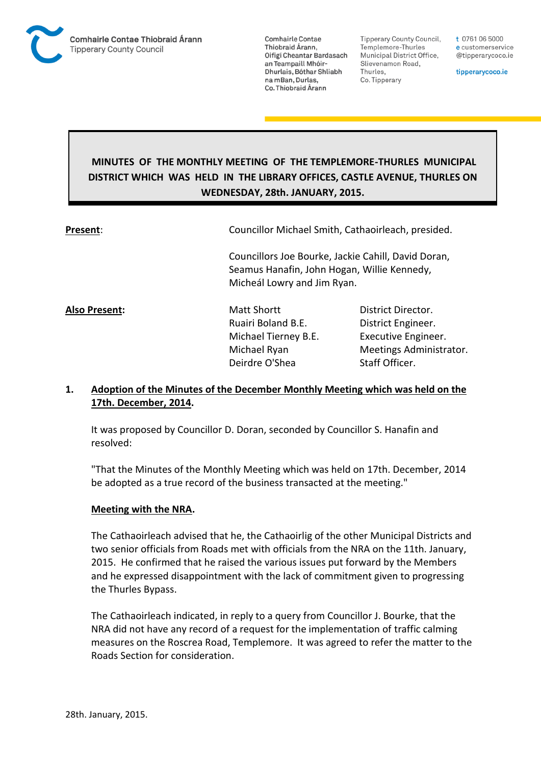Comhairle Contae Thiobraid Árann
Tipperary County Council

Comhairle Contae Thiobraid Árann, Oifigí Cheantar Bardasach an Teampaill Mhóir-Dhurlais, Bóthar Shliabh na mBan, Durlas, Co. Thiobraid Árann

Tipperary County Council, Templemore-Thurles Municipal District Office, Slievenamon Road, Thurles, Co. Tipperary

t 0761 06 5000
e customerservice@tipperarycoco.ie
tipperarycoco.ie

# MINUTES OF THE MONTHLY MEETING OF THE TEMPLEMORE-THURLES MUNICIPAL DISTRICT WHICH WAS HELD IN THE LIBRARY OFFICES, CASTLE AVENUE, THURLES ON WEDNESDAY, 28th. JANUARY, 2015.

**Present**: Councillor Michael Smith, Cathaoirleach, presided.

Councillors Joe Bourke, Jackie Cahill, David Doran, Seamus Hanafin, John Hogan, Willie Kennedy, Micheál Lowry and Jim Ryan.

**Also Present:**

| | |
|---|---|
| Matt Shortt | District Director. |
| Ruairi Boland B.E. | District Engineer. |
| Michael Tierney B.E. | Executive Engineer. |
| Michael Ryan | Meetings Administrator. |
| Deirdre O'Shea | Staff Officer. |

## 1. Adoption of the Minutes of the December Monthly Meeting which was held on the 17th. December, 2014.

It was proposed by Councillor D. Doran, seconded by Councillor S. Hanafin and resolved:

"That the Minutes of the Monthly Meeting which was held on 17th. December, 2014 be adopted as a true record of the business transacted at the meeting."

**Meeting with the NRA.**

The Cathaoirleach advised that he, the Cathaoirlig of the other Municipal Districts and two senior officials from Roads met with officials from the NRA on the 11th. January, 2015. He confirmed that he raised the various issues put forward by the Members and he expressed disappointment with the lack of commitment given to progressing the Thurles Bypass.

The Cathaoirleach indicated, in reply to a query from Councillor J. Bourke, that the NRA did not have any record of a request for the implementation of traffic calming measures on the Roscrea Road, Templemore. It was agreed to refer the matter to the Roads Section for consideration.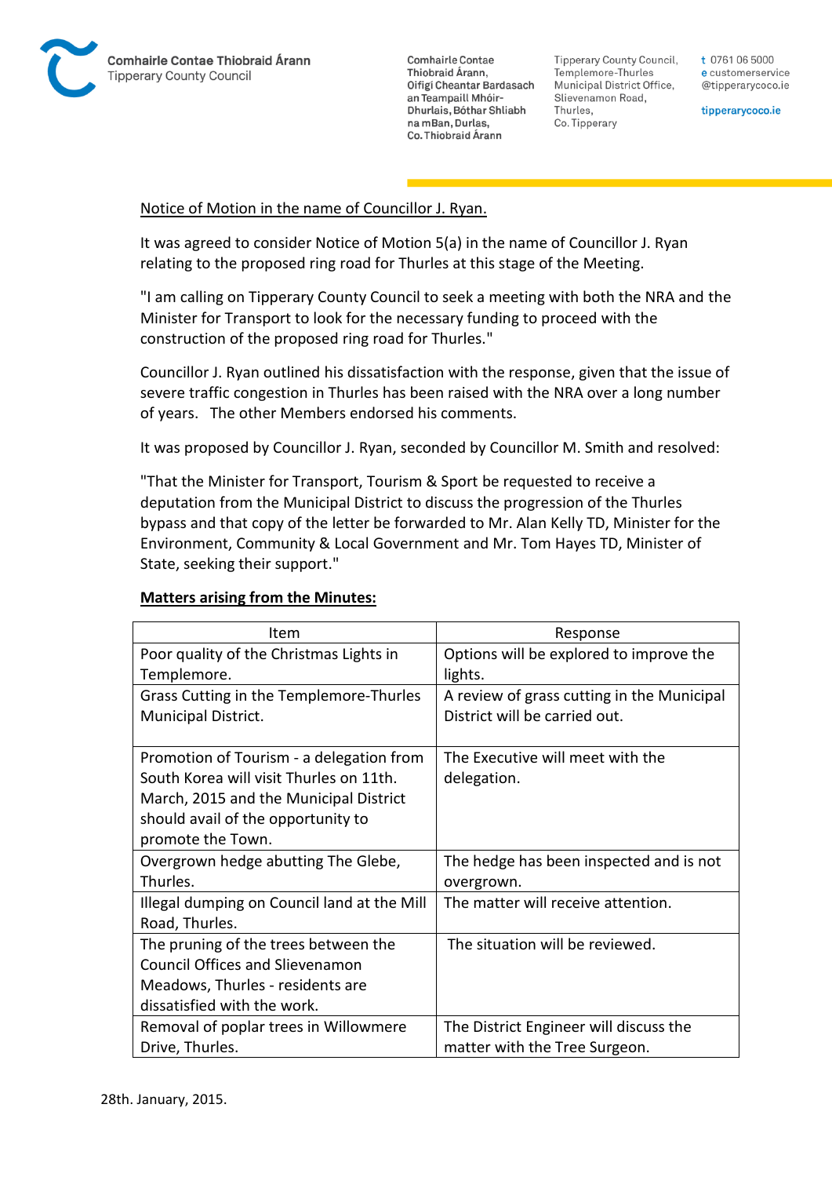Notice of Motion in the name of Councillor J. Ryan.

It was agreed to consider Notice of Motion 5(a) in the name of Councillor J. Ryan relating to the proposed ring road for Thurles at this stage of the Meeting.

"I am calling on Tipperary County Council to seek a meeting with both the NRA and the Minister for Transport to look for the necessary funding to proceed with the construction of the proposed ring road for Thurles."

Councillor J. Ryan outlined his dissatisfaction with the response, given that the issue of severe traffic congestion in Thurles has been raised with the NRA over a long number of years. The other Members endorsed his comments.

It was proposed by Councillor J. Ryan, seconded by Councillor M. Smith and resolved:

"That the Minister for Transport, Tourism & Sport be requested to receive a deputation from the Municipal District to discuss the progression of the Thurles bypass and that copy of the letter be forwarded to Mr. Alan Kelly TD, Minister for the Environment, Community & Local Government and Mr. Tom Hayes TD, Minister of State, seeking their support."

**Matters arising from the Minutes:**

| Item | Response |
|---|---|
| Poor quality of the Christmas Lights in Templemore. | Options will be explored to improve the lights. |
| Grass Cutting in the Templemore-Thurles Municipal District. | A review of grass cutting in the Municipal District will be carried out. |
| Promotion of Tourism - a delegation from South Korea will visit Thurles on 11th. March, 2015 and the Municipal District should avail of the opportunity to promote the Town. | The Executive will meet with the delegation. |
| Overgrown hedge abutting The Glebe, Thurles. | The hedge has been inspected and is not overgrown. |
| Illegal dumping on Council land at the Mill Road, Thurles. | The matter will receive attention. |
| The pruning of the trees between the Council Offices and Slievenamon Meadows, Thurles - residents are dissatisfied with the work. | The situation will be reviewed. |
| Removal of poplar trees in Willowmere Drive, Thurles. | The District Engineer will discuss the matter with the Tree Surgeon. |

28th. January, 2015.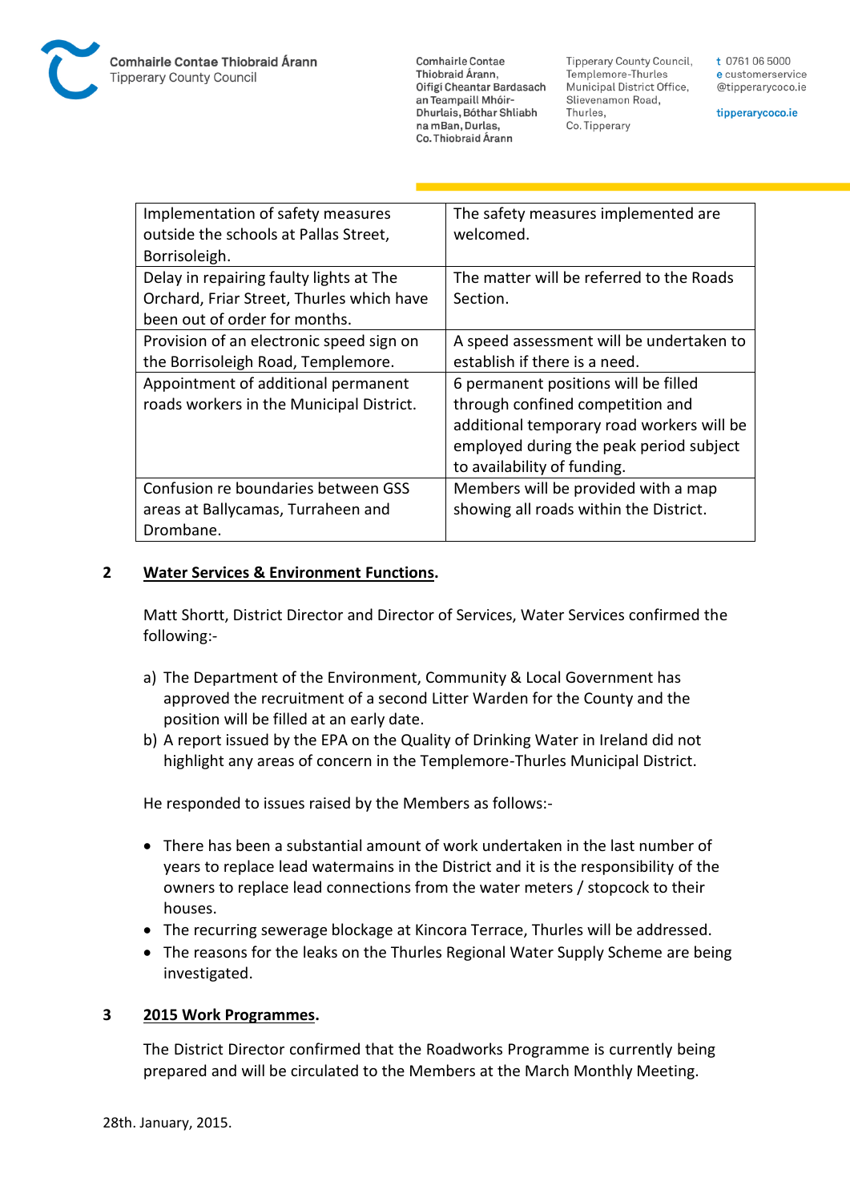| Implementation of safety measures outside the schools at Pallas Street, Borrisoleigh. | The safety measures implemented are welcomed. |
|---|---|
| Delay in repairing faulty lights at The Orchard, Friar Street, Thurles which have been out of order for months. | The matter will be referred to the Roads Section. |
| Provision of an electronic speed sign on the Borrisoleigh Road, Templemore. | A speed assessment will be undertaken to establish if there is a need. |
| Appointment of additional permanent roads workers in the Municipal District. | 6 permanent positions will be filled through confined competition and additional temporary road workers will be employed during the peak period subject to availability of funding. |
| Confusion re boundaries between GSS areas at Ballycamas, Turraheen and Drombane. | Members will be provided with a map showing all roads within the District. |

## 2 Water Services & Environment Functions.

Matt Shortt, District Director and Director of Services, Water Services confirmed the following:-

a) The Department of the Environment, Community & Local Government has approved the recruitment of a second Litter Warden for the County and the position will be filled at an early date.
b) A report issued by the EPA on the Quality of Drinking Water in Ireland did not highlight any areas of concern in the Templemore-Thurles Municipal District.

He responded to issues raised by the Members as follows:-

- There has been a substantial amount of work undertaken in the last number of years to replace lead watermains in the District and it is the responsibility of the owners to replace lead connections from the water meters / stopcock to their houses.
- The recurring sewerage blockage at Kincora Terrace, Thurles will be addressed.
- The reasons for the leaks on the Thurles Regional Water Supply Scheme are being investigated.

## 3 2015 Work Programmes.

The District Director confirmed that the Roadworks Programme is currently being prepared and will be circulated to the Members at the March Monthly Meeting.

28th. January, 2015.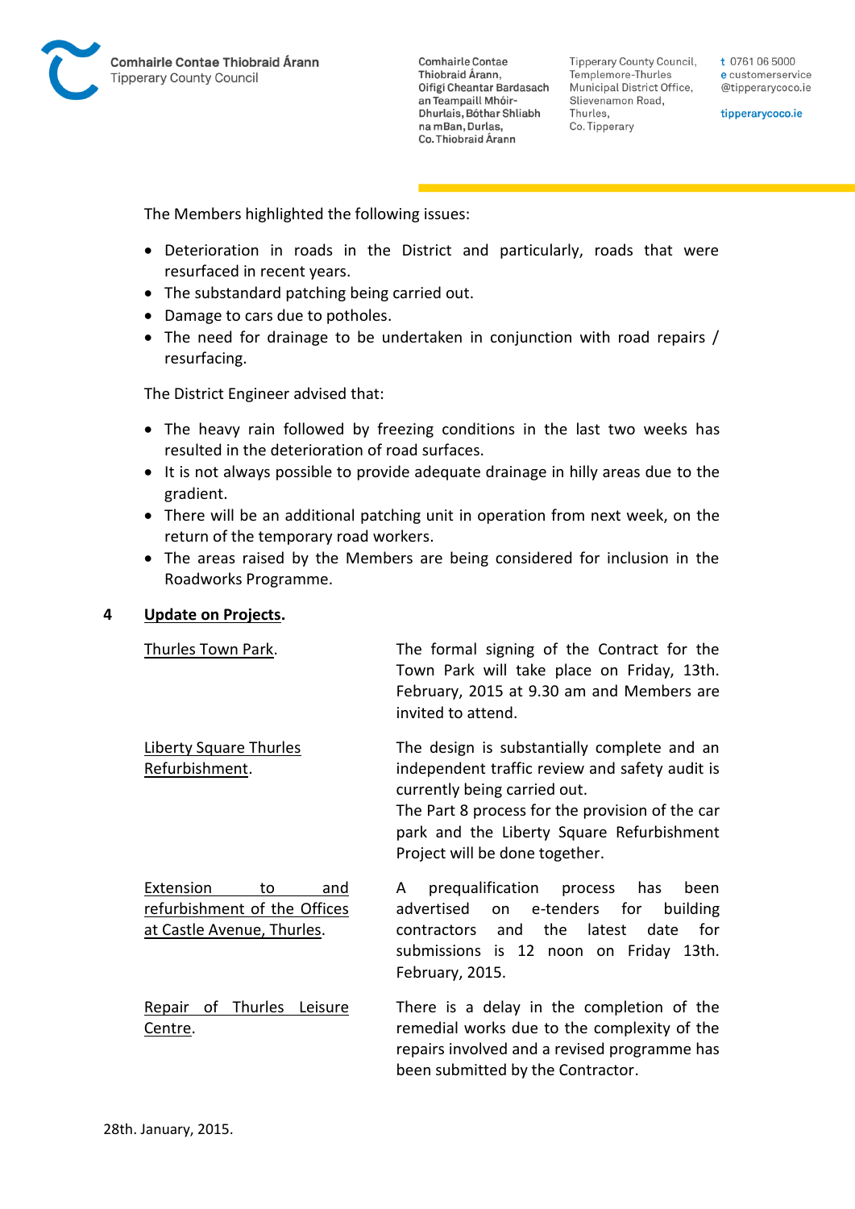The Members highlighted the following issues:

- Deterioration in roads in the District and particularly, roads that were resurfaced in recent years.
- The substandard patching being carried out.
- Damage to cars due to potholes.
- The need for drainage to be undertaken in conjunction with road repairs / resurfacing.

The District Engineer advised that:

- The heavy rain followed by freezing conditions in the last two weeks has resulted in the deterioration of road surfaces.
- It is not always possible to provide adequate drainage in hilly areas due to the gradient.
- There will be an additional patching unit in operation from next week, on the return of the temporary road workers.
- The areas raised by the Members are being considered for inclusion in the Roadworks Programme.

## 4 Update on Projects.

| | |
|---|---|
| Thurles Town Park. | The formal signing of the Contract for the Town Park will take place on Friday, 13th. February, 2015 at 9.30 am and Members are invited to attend. |
| Liberty Square Thurles Refurbishment. | The design is substantially complete and an independent traffic review and safety audit is currently being carried out. The Part 8 process for the provision of the car park and the Liberty Square Refurbishment Project will be done together. |
| Extension to and refurbishment of the Offices at Castle Avenue, Thurles. | A prequalification process has been advertised on e-tenders for building contractors and the latest date for submissions is 12 noon on Friday 13th. February, 2015. |
| Repair of Thurles Leisure Centre. | There is a delay in the completion of the remedial works due to the complexity of the repairs involved and a revised programme has been submitted by the Contractor. |

28th. January, 2015.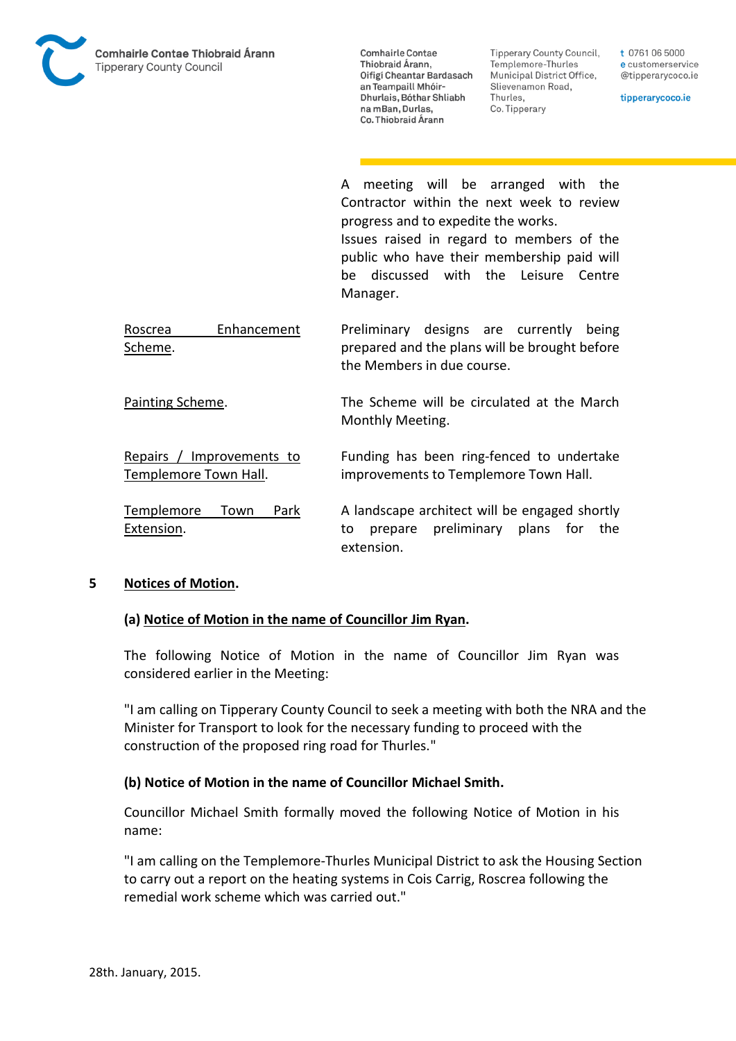A meeting will be arranged with the Contractor within the next week to review progress and to expedite the works.
Issues raised in regard to members of the public who have their membership paid will be discussed with the Leisure Centre Manager.

| | |
|---|---|
| Roscrea Enhancement Scheme. | Preliminary designs are currently being prepared and the plans will be brought before the Members in due course. |
| Painting Scheme. | The Scheme will be circulated at the March Monthly Meeting. |
| Repairs / Improvements to Templemore Town Hall. | Funding has been ring-fenced to undertake improvements to Templemore Town Hall. |
| Templemore Town Park Extension. | A landscape architect will be engaged shortly to prepare preliminary plans for the extension. |

## 5 Notices of Motion.

### (a) Notice of Motion in the name of Councillor Jim Ryan.

The following Notice of Motion in the name of Councillor Jim Ryan was considered earlier in the Meeting:

"I am calling on Tipperary County Council to seek a meeting with both the NRA and the Minister for Transport to look for the necessary funding to proceed with the construction of the proposed ring road for Thurles."

### (b) Notice of Motion in the name of Councillor Michael Smith.

Councillor Michael Smith formally moved the following Notice of Motion in his name:

"I am calling on the Templemore-Thurles Municipal District to ask the Housing Section to carry out a report on the heating systems in Cois Carrig, Roscrea following the remedial work scheme which was carried out."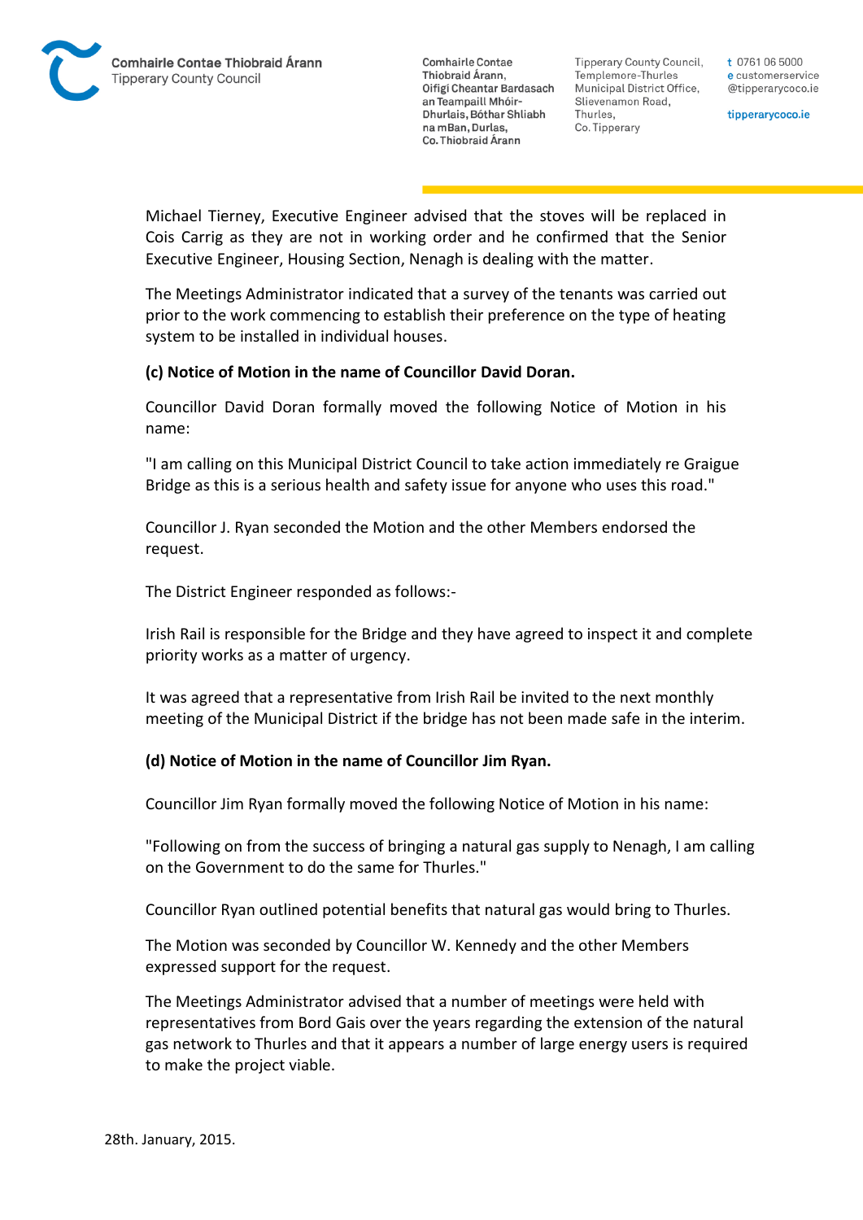Michael Tierney, Executive Engineer advised that the stoves will be replaced in Cois Carrig as they are not in working order and he confirmed that the Senior Executive Engineer, Housing Section, Nenagh is dealing with the matter.

The Meetings Administrator indicated that a survey of the tenants was carried out prior to the work commencing to establish their preference on the type of heating system to be installed in individual houses.

**(c) Notice of Motion in the name of Councillor David Doran.**

Councillor David Doran formally moved the following Notice of Motion in his name:

"I am calling on this Municipal District Council to take action immediately re Graigue Bridge as this is a serious health and safety issue for anyone who uses this road."

Councillor J. Ryan seconded the Motion and the other Members endorsed the request.

The District Engineer responded as follows:-

Irish Rail is responsible for the Bridge and they have agreed to inspect it and complete priority works as a matter of urgency.

It was agreed that a representative from Irish Rail be invited to the next monthly meeting of the Municipal District if the bridge has not been made safe in the interim.

**(d) Notice of Motion in the name of Councillor Jim Ryan.**

Councillor Jim Ryan formally moved the following Notice of Motion in his name:

"Following on from the success of bringing a natural gas supply to Nenagh, I am calling on the Government to do the same for Thurles."

Councillor Ryan outlined potential benefits that natural gas would bring to Thurles.

The Motion was seconded by Councillor W. Kennedy and the other Members expressed support for the request.

The Meetings Administrator advised that a number of meetings were held with representatives from Bord Gais over the years regarding the extension of the natural gas network to Thurles and that it appears a number of large energy users is required to make the project viable.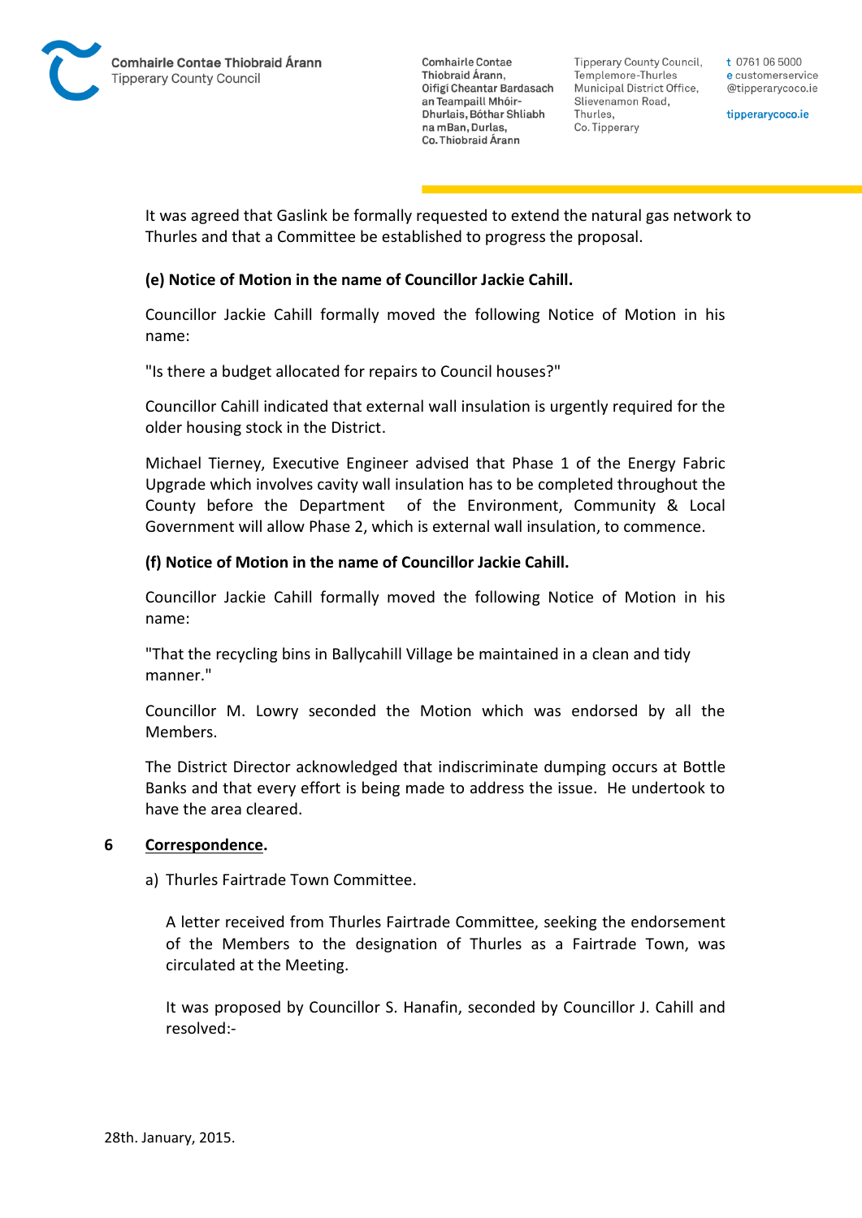It was agreed that Gaslink be formally requested to extend the natural gas network to Thurles and that a Committee be established to progress the proposal.

**(e) Notice of Motion in the name of Councillor Jackie Cahill.**

Councillor Jackie Cahill formally moved the following Notice of Motion in his name:

"Is there a budget allocated for repairs to Council houses?"

Councillor Cahill indicated that external wall insulation is urgently required for the older housing stock in the District.

Michael Tierney, Executive Engineer advised that Phase 1 of the Energy Fabric Upgrade which involves cavity wall insulation has to be completed throughout the County before the Department of the Environment, Community & Local Government will allow Phase 2, which is external wall insulation, to commence.

**(f) Notice of Motion in the name of Councillor Jackie Cahill.**

Councillor Jackie Cahill formally moved the following Notice of Motion in his name:

"That the recycling bins in Ballycahill Village be maintained in a clean and tidy manner."

Councillor M. Lowry seconded the Motion which was endorsed by all the Members.

The District Director acknowledged that indiscriminate dumping occurs at Bottle Banks and that every effort is being made to address the issue. He undertook to have the area cleared.

**6 Correspondence.**

a) Thurles Fairtrade Town Committee.

A letter received from Thurles Fairtrade Committee, seeking the endorsement of the Members to the designation of Thurles as a Fairtrade Town, was circulated at the Meeting.

It was proposed by Councillor S. Hanafin, seconded by Councillor J. Cahill and resolved:-

28th. January, 2015.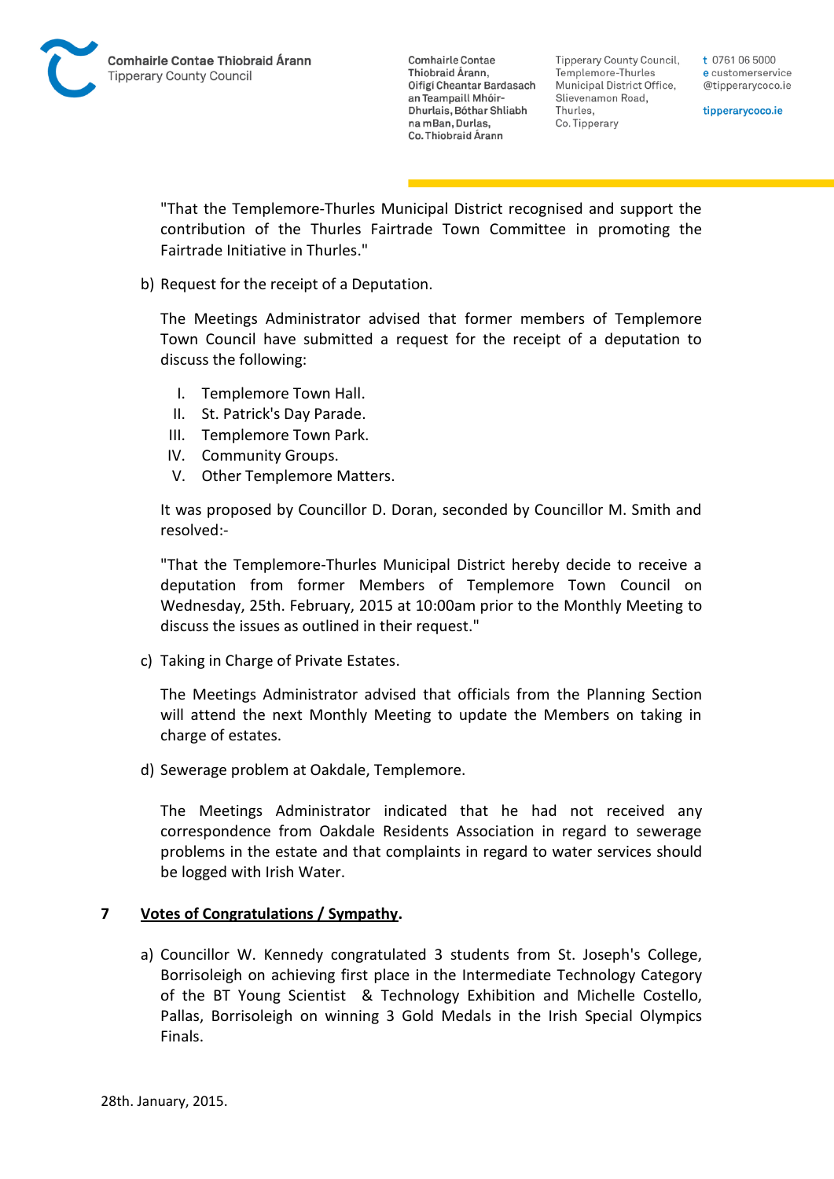"That the Templemore-Thurles Municipal District recognised and support the contribution of the Thurles Fairtrade Town Committee in promoting the Fairtrade Initiative in Thurles."

b) Request for the receipt of a Deputation.

The Meetings Administrator advised that former members of Templemore Town Council have submitted a request for the receipt of a deputation to discuss the following:

I. Templemore Town Hall.
II. St. Patrick's Day Parade.
III. Templemore Town Park.
IV. Community Groups.
V. Other Templemore Matters.

It was proposed by Councillor D. Doran, seconded by Councillor M. Smith and resolved:-

"That the Templemore-Thurles Municipal District hereby decide to receive a deputation from former Members of Templemore Town Council on Wednesday, 25th. February, 2015 at 10:00am prior to the Monthly Meeting to discuss the issues as outlined in their request."

c) Taking in Charge of Private Estates.

The Meetings Administrator advised that officials from the Planning Section will attend the next Monthly Meeting to update the Members on taking in charge of estates.

d) Sewerage problem at Oakdale, Templemore.

The Meetings Administrator indicated that he had not received any correspondence from Oakdale Residents Association in regard to sewerage problems in the estate and that complaints in regard to water services should be logged with Irish Water.

## 7 Votes of Congratulations / Sympathy.

a) Councillor W. Kennedy congratulated 3 students from St. Joseph's College, Borrisoleigh on achieving first place in the Intermediate Technology Category of the BT Young Scientist & Technology Exhibition and Michelle Costello, Pallas, Borrisoleigh on winning 3 Gold Medals in the Irish Special Olympics Finals.

28th. January, 2015.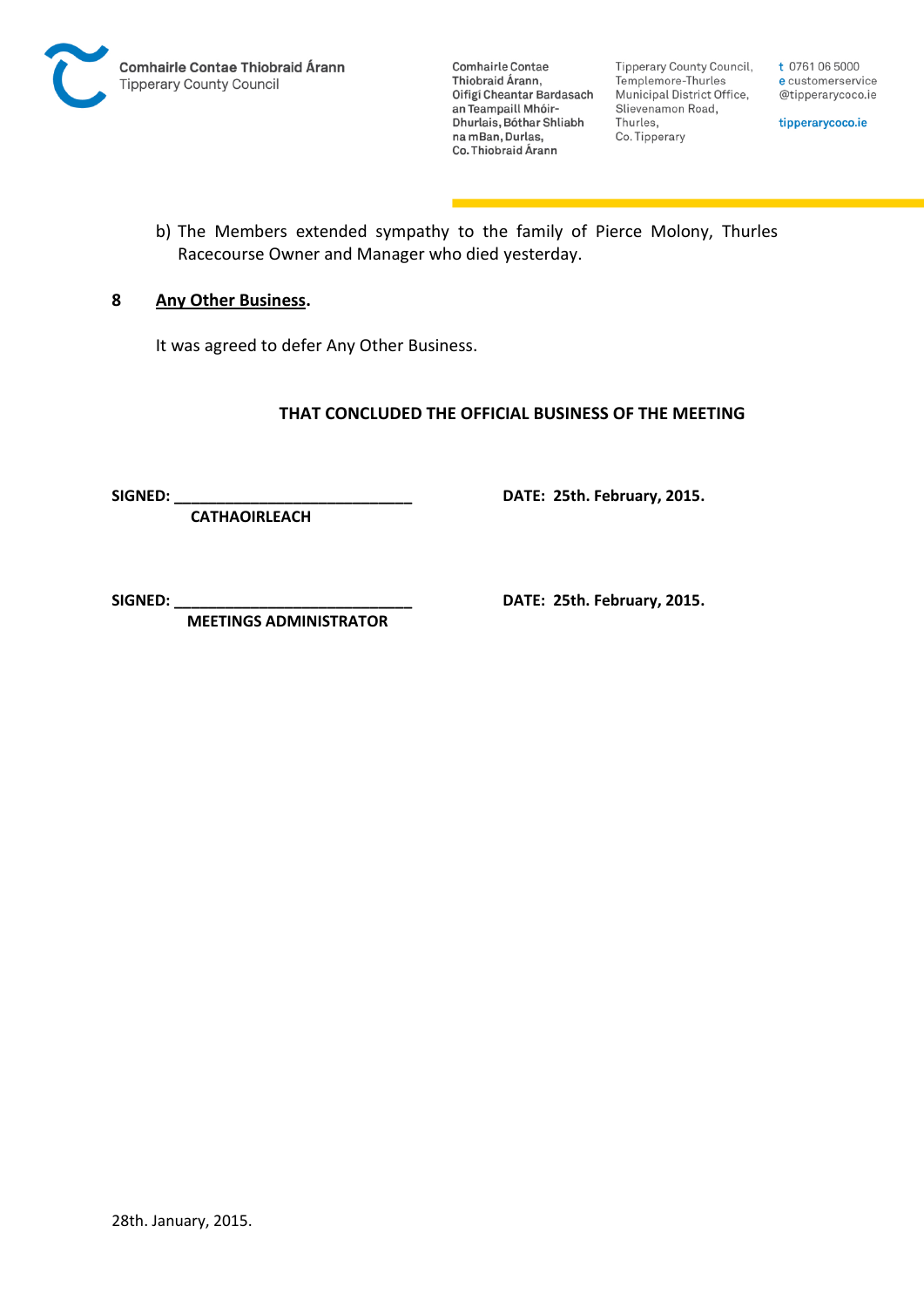b) The Members extended sympathy to the family of Pierce Molony, Thurles Racecourse Owner and Manager who died yesterday.

**8 Any Other Business.**

It was agreed to defer Any Other Business.

**THAT CONCLUDED THE OFFICIAL BUSINESS OF THE MEETING**

**SIGNED: ____________________________** **DATE: 25th. February, 2015.**
**CATHAOIRLEACH**

**SIGNED: ____________________________** **DATE: 25th. February, 2015.**
**MEETINGS ADMINISTRATOR**

28th. January, 2015.